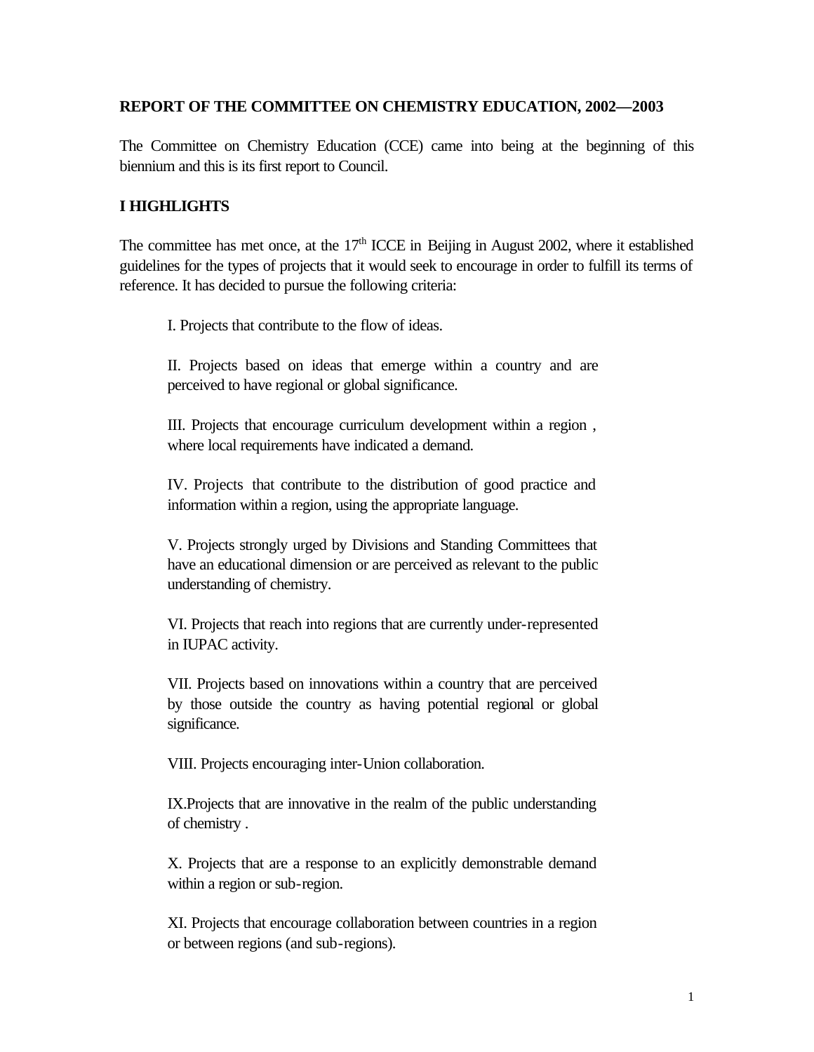## REPORT OF THE COMMITTEE ON CHEMISTRY EDUCATION, 2002—2003

The Committee on Chemistry Education (CCE) came into being at the beginning of this biennium and this is its first report to Council.

### I HIGHLIGHTS

The committee has met once, at the 17th ICCE in Beijing in August 2002, where it established guidelines for the types of projects that it would seek to encourage in order to fulfill its terms of reference. It has decided to pursue the following criteria:

> I. Projects that contribute to the flow of ideas.
>
> II. Projects based on ideas that emerge within a country and are perceived to have regional or global significance.
>
> III. Projects that encourage curriculum development within a region , where local requirements have indicated a demand.
>
> IV. Projects that contribute to the distribution of good practice and information within a region, using the appropriate language.
>
> V. Projects strongly urged by Divisions and Standing Committees that have an educational dimension or are perceived as relevant to the public understanding of chemistry.
>
> VI. Projects that reach into regions that are currently under-represented in IUPAC activity.
>
> VII. Projects based on innovations within a country that are perceived by those outside the country as having potential regional or global significance.
>
> VIII. Projects encouraging inter-Union collaboration.
>
> IX.Projects that are innovative in the realm of the public understanding of chemistry .
>
> X. Projects that are a response to an explicitly demonstrable demand within a region or sub-region.
>
> XI. Projects that encourage collaboration between countries in a region or between regions (and sub-regions).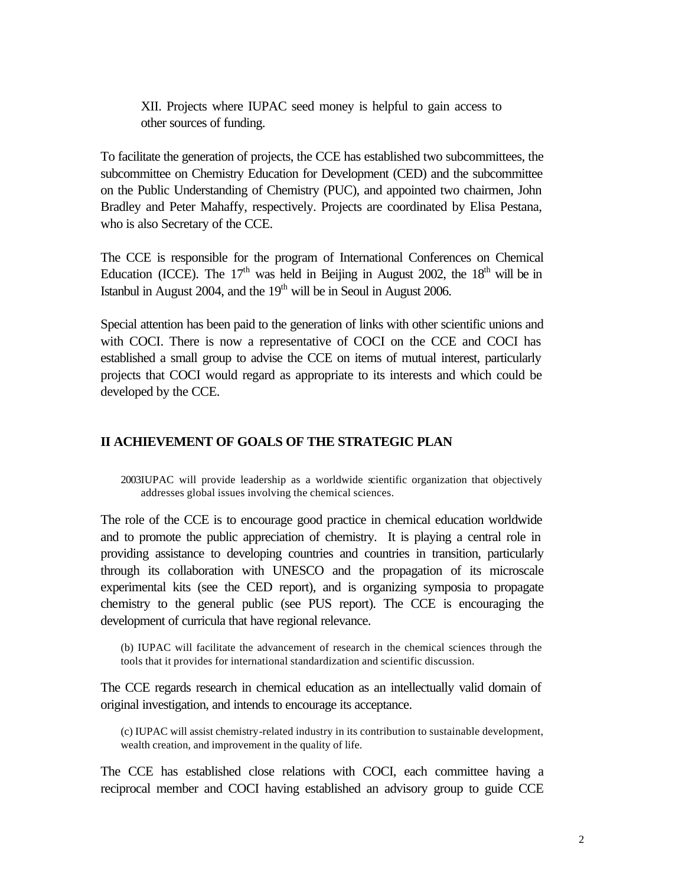XII. Projects where IUPAC seed money is helpful to gain access to other sources of funding.

To facilitate the generation of projects, the CCE has established two subcommittees, the subcommittee on Chemistry Education for Development (CED) and the subcommittee on the Public Understanding of Chemistry (PUC), and appointed two chairmen, John Bradley and Peter Mahaffy, respectively. Projects are coordinated by Elisa Pestana, who is also Secretary of the CCE.

The CCE is responsible for the program of International Conferences on Chemical Education (ICCE). The 17th was held in Beijing in August 2002, the 18th will be in Istanbul in August 2004, and the 19th will be in Seoul in August 2006.

Special attention has been paid to the generation of links with other scientific unions and with COCI. There is now a representative of COCI on the CCE and COCI has established a small group to advise the CCE on items of mutual interest, particularly projects that COCI would regard as appropriate to its interests and which could be developed by the CCE.

## II ACHIEVEMENT OF GOALS OF THE STRATEGIC PLAN

2003IUPAC will provide leadership as a worldwide scientific organization that objectively addresses global issues involving the chemical sciences.

The role of the CCE is to encourage good practice in chemical education worldwide and to promote the public appreciation of chemistry. It is playing a central role in providing assistance to developing countries and countries in transition, particularly through its collaboration with UNESCO and the propagation of its microscale experimental kits (see the CED report), and is organizing symposia to propagate chemistry to the general public (see PUS report). The CCE is encouraging the development of curricula that have regional relevance.

(b) IUPAC will facilitate the advancement of research in the chemical sciences through the tools that it provides for international standardization and scientific discussion.

The CCE regards research in chemical education as an intellectually valid domain of original investigation, and intends to encourage its acceptance.

(c) IUPAC will assist chemistry-related industry in its contribution to sustainable development, wealth creation, and improvement in the quality of life.

The CCE has established close relations with COCI, each committee having a reciprocal member and COCI having established an advisory group to guide CCE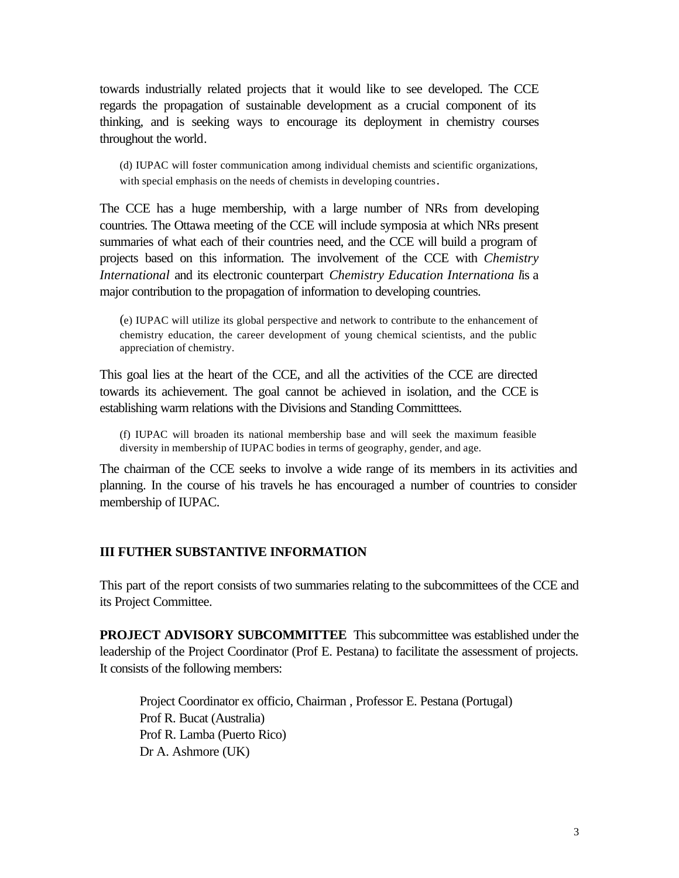towards industrially related projects that it would like to see developed. The CCE regards the propagation of sustainable development as a crucial component of its thinking, and is seeking ways to encourage its deployment in chemistry courses throughout the world.

> (d) IUPAC will foster communication among individual chemists and scientific organizations, with special emphasis on the needs of chemists in developing countries.

The CCE has a huge membership, with a large number of NRs from developing countries. The Ottawa meeting of the CCE will include symposia at which NRs present summaries of what each of their countries need, and the CCE will build a program of projects based on this information. The involvement of the CCE with *Chemistry International* and its electronic counterpart *Chemistry Education Internationa l*is a major contribution to the propagation of information to developing countries.

> (e) IUPAC will utilize its global perspective and network to contribute to the enhancement of chemistry education, the career development of young chemical scientists, and the public appreciation of chemistry.

This goal lies at the heart of the CCE, and all the activities of the CCE are directed towards its achievement. The goal cannot be achieved in isolation, and the CCE is establishing warm relations with the Divisions and Standing Committtees.

> (f) IUPAC will broaden its national membership base and will seek the maximum feasible diversity in membership of IUPAC bodies in terms of geography, gender, and age.

The chairman of the CCE seeks to involve a wide range of its members in its activities and planning. In the course of his travels he has encouraged a number of countries to consider membership of IUPAC.

## III FUTHER SUBSTANTIVE INFORMATION

This part of the report consists of two summaries relating to the subcommittees of the CCE and its Project Committee.

**PROJECT ADVISORY SUBCOMMITTEE** This subcommittee was established under the leadership of the Project Coordinator (Prof E. Pestana) to facilitate the assessment of projects. It consists of the following members:

Project Coordinator ex officio, Chairman , Professor E. Pestana (Portugal)
Prof R. Bucat (Australia)
Prof R. Lamba (Puerto Rico)
Dr A. Ashmore (UK)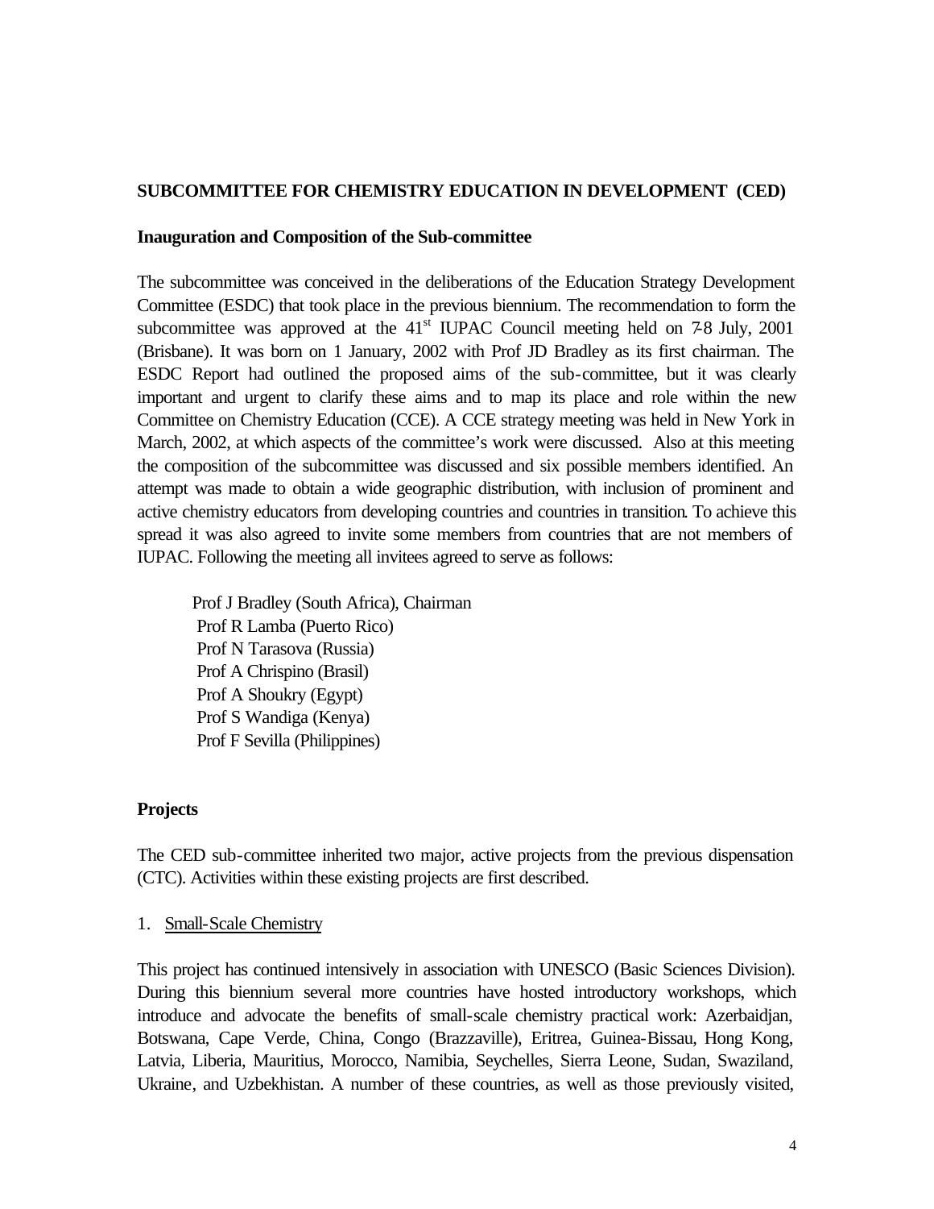**SUBCOMMITTEE FOR CHEMISTRY EDUCATION IN DEVELOPMENT (CED)**

**Inauguration and Composition of the Sub-committee**

The subcommittee was conceived in the deliberations of the Education Strategy Development Committee (ESDC) that took place in the previous biennium. The recommendation to form the subcommittee was approved at the 41st IUPAC Council meeting held on 7-8 July, 2001 (Brisbane). It was born on 1 January, 2002 with Prof JD Bradley as its first chairman. The ESDC Report had outlined the proposed aims of the sub-committee, but it was clearly important and urgent to clarify these aims and to map its place and role within the new Committee on Chemistry Education (CCE). A CCE strategy meeting was held in New York in March, 2002, at which aspects of the committee's work were discussed. Also at this meeting the composition of the subcommittee was discussed and six possible members identified. An attempt was made to obtain a wide geographic distribution, with inclusion of prominent and active chemistry educators from developing countries and countries in transition. To achieve this spread it was also agreed to invite some members from countries that are not members of IUPAC. Following the meeting all invitees agreed to serve as follows:

Prof J Bradley (South Africa), Chairman
Prof R Lamba (Puerto Rico)
Prof N Tarasova (Russia)
Prof A Chrispino (Brasil)
Prof A Shoukry (Egypt)
Prof S Wandiga (Kenya)
Prof F Sevilla (Philippines)

**Projects**

The CED sub-committee inherited two major, active projects from the previous dispensation (CTC). Activities within these existing projects are first described.

1. Small-Scale Chemistry

This project has continued intensively in association with UNESCO (Basic Sciences Division). During this biennium several more countries have hosted introductory workshops, which introduce and advocate the benefits of small-scale chemistry practical work: Azerbaidjan, Botswana, Cape Verde, China, Congo (Brazzaville), Eritrea, Guinea-Bissau, Hong Kong, Latvia, Liberia, Mauritius, Morocco, Namibia, Seychelles, Sierra Leone, Sudan, Swaziland, Ukraine, and Uzbekhistan. A number of these countries, as well as those previously visited,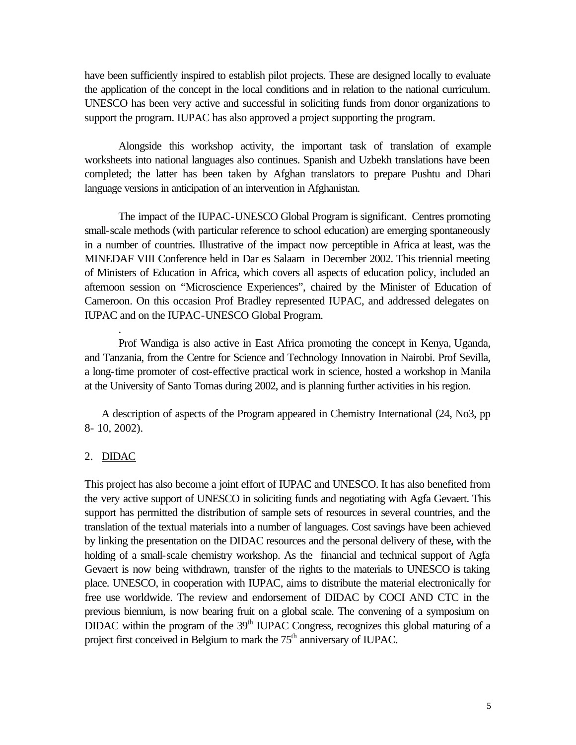have been sufficiently inspired to establish pilot projects. These are designed locally to evaluate the application of the concept in the local conditions and in relation to the national curriculum. UNESCO has been very active and successful in soliciting funds from donor organizations to support the program. IUPAC has also approved a project supporting the program.

Alongside this workshop activity, the important task of translation of example worksheets into national languages also continues. Spanish and Uzbekh translations have been completed; the latter has been taken by Afghan translators to prepare Pushtu and Dhari language versions in anticipation of an intervention in Afghanistan.

The impact of the IUPAC-UNESCO Global Program is significant. Centres promoting small-scale methods (with particular reference to school education) are emerging spontaneously in a number of countries. Illustrative of the impact now perceptible in Africa at least, was the MINEDAF VIII Conference held in Dar es Salaam in December 2002. This triennial meeting of Ministers of Education in Africa, which covers all aspects of education policy, included an afternoon session on "Microscience Experiences", chaired by the Minister of Education of Cameroon. On this occasion Prof Bradley represented IUPAC, and addressed delegates on IUPAC and on the IUPAC-UNESCO Global Program.

.

Prof Wandiga is also active in East Africa promoting the concept in Kenya, Uganda, and Tanzania, from the Centre for Science and Technology Innovation in Nairobi. Prof Sevilla, a long-time promoter of cost-effective practical work in science, hosted a workshop in Manila at the University of Santo Tomas during 2002, and is planning further activities in his region.

A description of aspects of the Program appeared in Chemistry International (24, No3, pp 8- 10, 2002).

2. DIDAC

This project has also become a joint effort of IUPAC and UNESCO. It has also benefited from the very active support of UNESCO in soliciting funds and negotiating with Agfa Gevaert. This support has permitted the distribution of sample sets of resources in several countries, and the translation of the textual materials into a number of languages. Cost savings have been achieved by linking the presentation on the DIDAC resources and the personal delivery of these, with the holding of a small-scale chemistry workshop. As the financial and technical support of Agfa Gevaert is now being withdrawn, transfer of the rights to the materials to UNESCO is taking place. UNESCO, in cooperation with IUPAC, aims to distribute the material electronically for free use worldwide. The review and endorsement of DIDAC by COCI AND CTC in the previous biennium, is now bearing fruit on a global scale. The convening of a symposium on DIDAC within the program of the 39th IUPAC Congress, recognizes this global maturing of a project first conceived in Belgium to mark the 75th anniversary of IUPAC.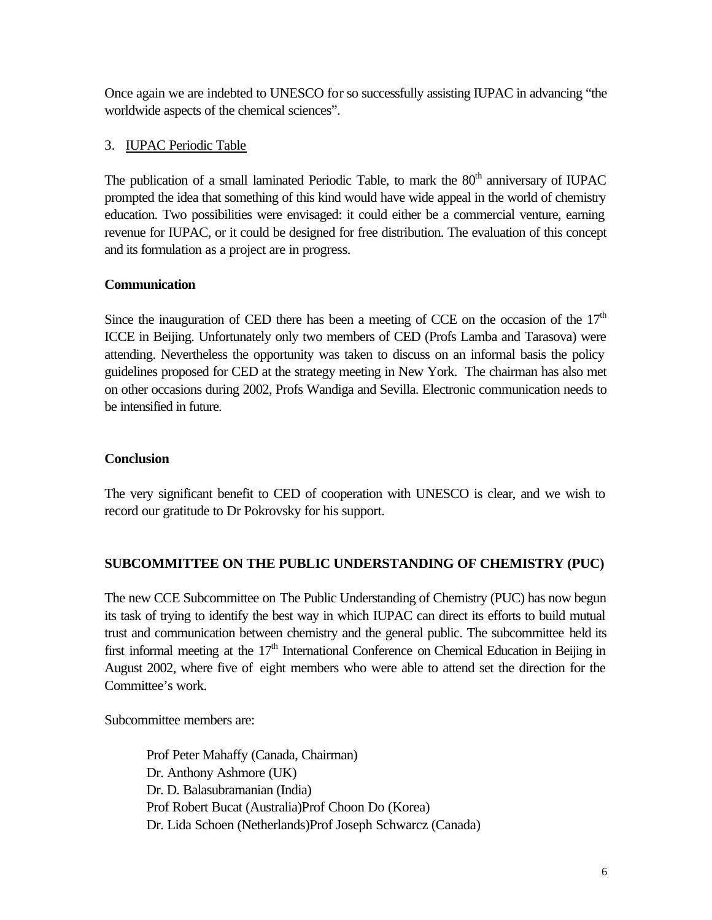Once again we are indebted to UNESCO for so successfully assisting IUPAC in advancing "the worldwide aspects of the chemical sciences".

3. IUPAC Periodic Table

The publication of a small laminated Periodic Table, to mark the 80th anniversary of IUPAC prompted the idea that something of this kind would have wide appeal in the world of chemistry education. Two possibilities were envisaged: it could either be a commercial venture, earning revenue for IUPAC, or it could be designed for free distribution. The evaluation of this concept and its formulation as a project are in progress.

**Communication**

Since the inauguration of CED there has been a meeting of CCE on the occasion of the 17th ICCE in Beijing. Unfortunately only two members of CED (Profs Lamba and Tarasova) were attending. Nevertheless the opportunity was taken to discuss on an informal basis the policy guidelines proposed for CED at the strategy meeting in New York. The chairman has also met on other occasions during 2002, Profs Wandiga and Sevilla. Electronic communication needs to be intensified in future.

**Conclusion**

The very significant benefit to CED of cooperation with UNESCO is clear, and we wish to record our gratitude to Dr Pokrovsky for his support.

**SUBCOMMITTEE ON THE PUBLIC UNDERSTANDING OF CHEMISTRY (PUC)**

The new CCE Subcommittee on The Public Understanding of Chemistry (PUC) has now begun its task of trying to identify the best way in which IUPAC can direct its efforts to build mutual trust and communication between chemistry and the general public. The subcommittee held its first informal meeting at the 17th International Conference on Chemical Education in Beijing in August 2002, where five of eight members who were able to attend set the direction for the Committee's work.

Subcommittee members are:

Prof Peter Mahaffy (Canada, Chairman)
Dr. Anthony Ashmore (UK)
Dr. D. Balasubramanian (India)
Prof Robert Bucat (Australia)Prof Choon Do (Korea)
Dr. Lida Schoen (Netherlands)Prof Joseph Schwarcz (Canada)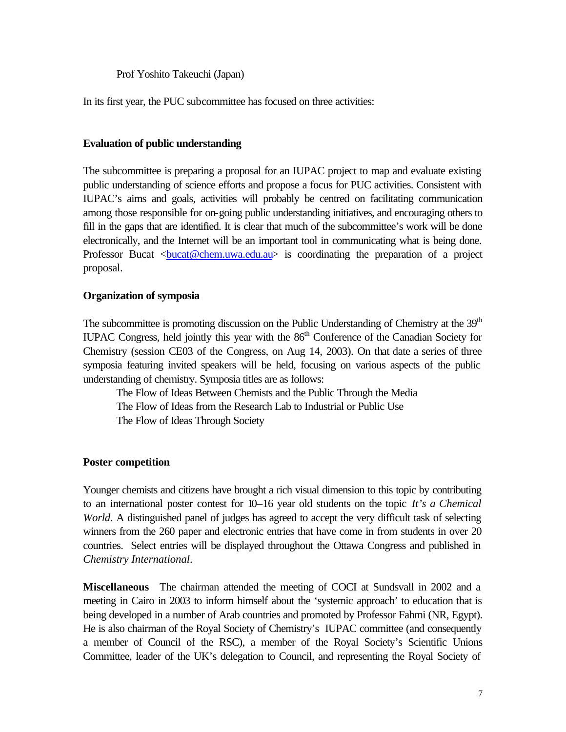Prof Yoshito Takeuchi (Japan)

In its first year, the PUC subcommittee has focused on three activities:

**Evaluation of public understanding**

The subcommittee is preparing a proposal for an IUPAC project to map and evaluate existing public understanding of science efforts and propose a focus for PUC activities. Consistent with IUPAC's aims and goals, activities will probably be centred on facilitating communication among those responsible for on-going public understanding initiatives, and encouraging others to fill in the gaps that are identified. It is clear that much of the subcommittee's work will be done electronically, and the Internet will be an important tool in communicating what is being done. Professor Bucat <bucat@chem.uwa.edu.au> is coordinating the preparation of a project proposal.

**Organization of symposia**

The subcommittee is promoting discussion on the Public Understanding of Chemistry at the 39th IUPAC Congress, held jointly this year with the 86th Conference of the Canadian Society for Chemistry (session CE03 of the Congress, on Aug 14, 2003). On that date a series of three symposia featuring invited speakers will be held, focusing on various aspects of the public understanding of chemistry. Symposia titles are as follows:

The Flow of Ideas Between Chemists and the Public Through the Media
The Flow of Ideas from the Research Lab to Industrial or Public Use
The Flow of Ideas Through Society

**Poster competition**

Younger chemists and citizens have brought a rich visual dimension to this topic by contributing to an international poster contest for 10–16 year old students on the topic *It's a Chemical World*. A distinguished panel of judges has agreed to accept the very difficult task of selecting winners from the 260 paper and electronic entries that have come in from students in over 20 countries. Select entries will be displayed throughout the Ottawa Congress and published in *Chemistry International*.

**Miscellaneous** The chairman attended the meeting of COCI at Sundsvall in 2002 and a meeting in Cairo in 2003 to inform himself about the 'systemic approach' to education that is being developed in a number of Arab countries and promoted by Professor Fahmi (NR, Egypt). He is also chairman of the Royal Society of Chemistry's IUPAC committee (and consequently a member of Council of the RSC), a member of the Royal Society's Scientific Unions Committee, leader of the UK's delegation to Council, and representing the Royal Society of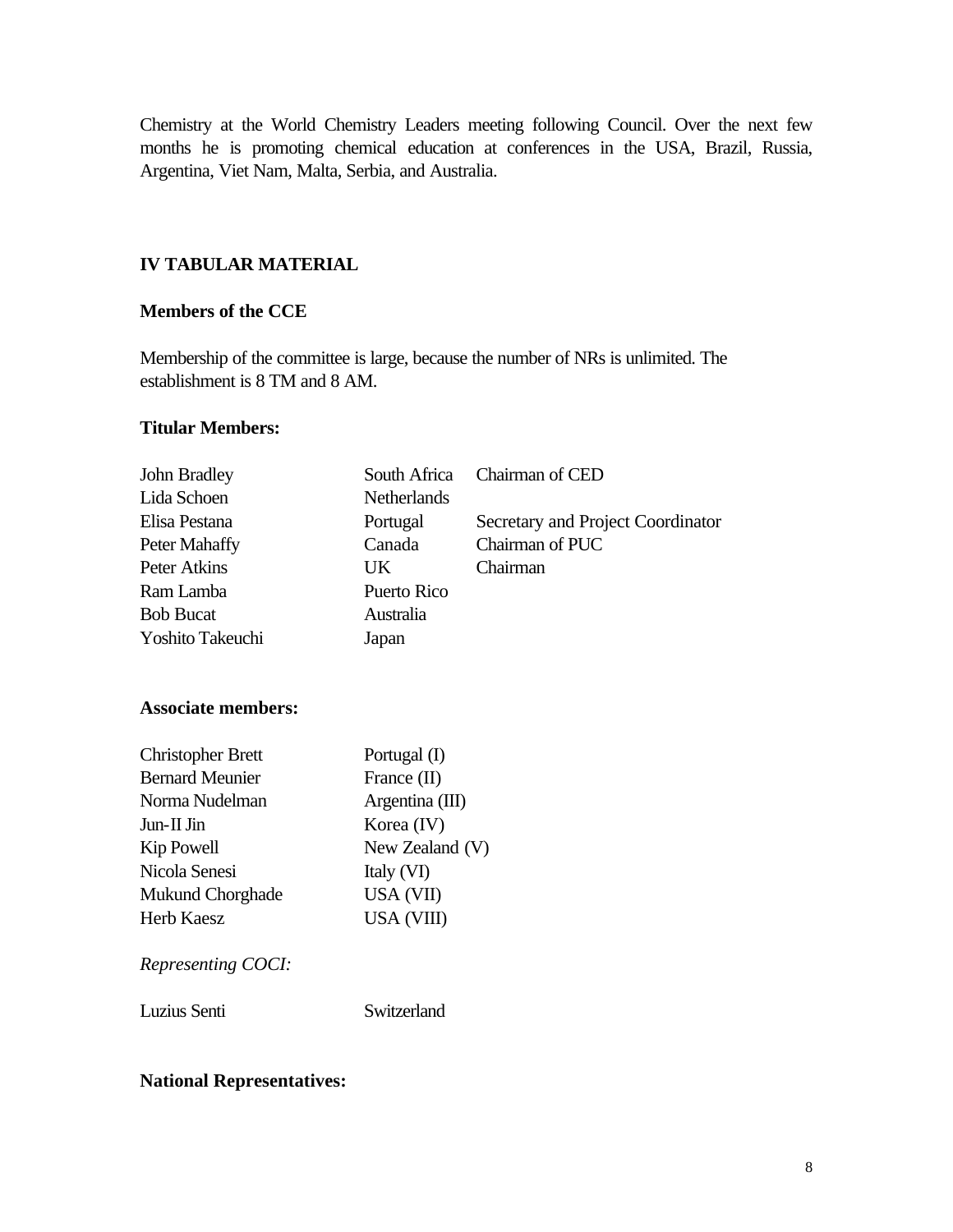Chemistry at the World Chemistry Leaders meeting following Council. Over the next few months he is promoting chemical education at conferences in the USA, Brazil, Russia, Argentina, Viet Nam, Malta, Serbia, and Australia.

## IV TABULAR MATERIAL

### Members of the CCE

Membership of the committee is large, because the number of NRs is unlimited. The establishment is 8 TM and 8 AM.

### Titular Members:

| | | |
|---|---|---|
| John Bradley | South Africa | Chairman of CED |
| Lida Schoen | Netherlands | |
| Elisa Pestana | Portugal | Secretary and Project Coordinator |
| Peter Mahaffy | Canada | Chairman of PUC |
| Peter Atkins | UK | Chairman |
| Ram Lamba | Puerto Rico | |
| Bob Bucat | Australia | |
| Yoshito Takeuchi | Japan | |

### Associate members:

| | |
|---|---|
| Christopher Brett | Portugal (I) |
| Bernard Meunier | France (II) |
| Norma Nudelman | Argentina (III) |
| Jun-Il Jin | Korea (IV) |
| Kip Powell | New Zealand (V) |
| Nicola Senesi | Italy (VI) |
| Mukund Chorghade | USA (VII) |
| Herb Kaesz | USA (VIII) |

*Representing COCI:*

| | |
|---|---|
| Luzius Senti | Switzerland |

### National Representatives: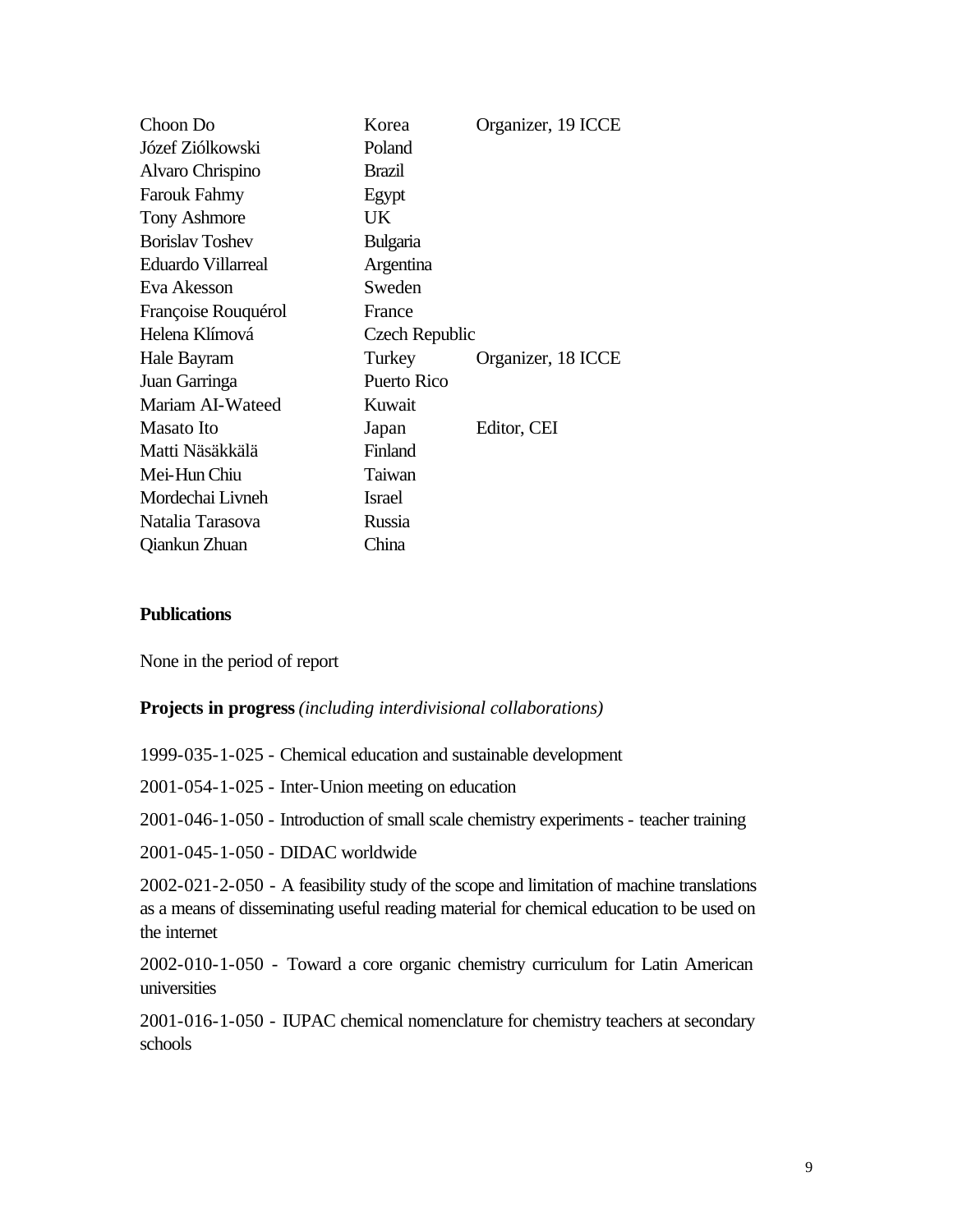| | | |
|---|---|---|
| Choon Do | Korea | Organizer, 19 ICCE |
| Józef Ziółkowski | Poland | |
| Alvaro Chrispino | Brazil | |
| Farouk Fahmy | Egypt | |
| Tony Ashmore | UK | |
| Borislav Toshev | Bulgaria | |
| Eduardo Villarreal | Argentina | |
| Eva Akesson | Sweden | |
| Françoise Rouquérol | France | |
| Helena Klímová | Czech Republic | |
| Hale Bayram | Turkey | Organizer, 18 ICCE |
| Juan Garringa | Puerto Rico | |
| Mariam AI-Wateed | Kuwait | |
| Masato Ito | Japan | Editor, CEI |
| Matti Näsäkkälä | Finland | |
| Mei-Hun Chiu | Taiwan | |
| Mordechai Livneh | Israel | |
| Natalia Tarasova | Russia | |
| Qiankun Zhuan | China | |

**Publications**

None in the period of report

**Projects in progress** *(including interdivisional collaborations)*

1999-035-1-025 - Chemical education and sustainable development

2001-054-1-025 - Inter-Union meeting on education

2001-046-1-050 - Introduction of small scale chemistry experiments - teacher training

2001-045-1-050 - DIDAC worldwide

2002-021-2-050 - A feasibility study of the scope and limitation of machine translations as a means of disseminating useful reading material for chemical education to be used on the internet

2002-010-1-050 - Toward a core organic chemistry curriculum for Latin American universities

2001-016-1-050 - IUPAC chemical nomenclature for chemistry teachers at secondary schools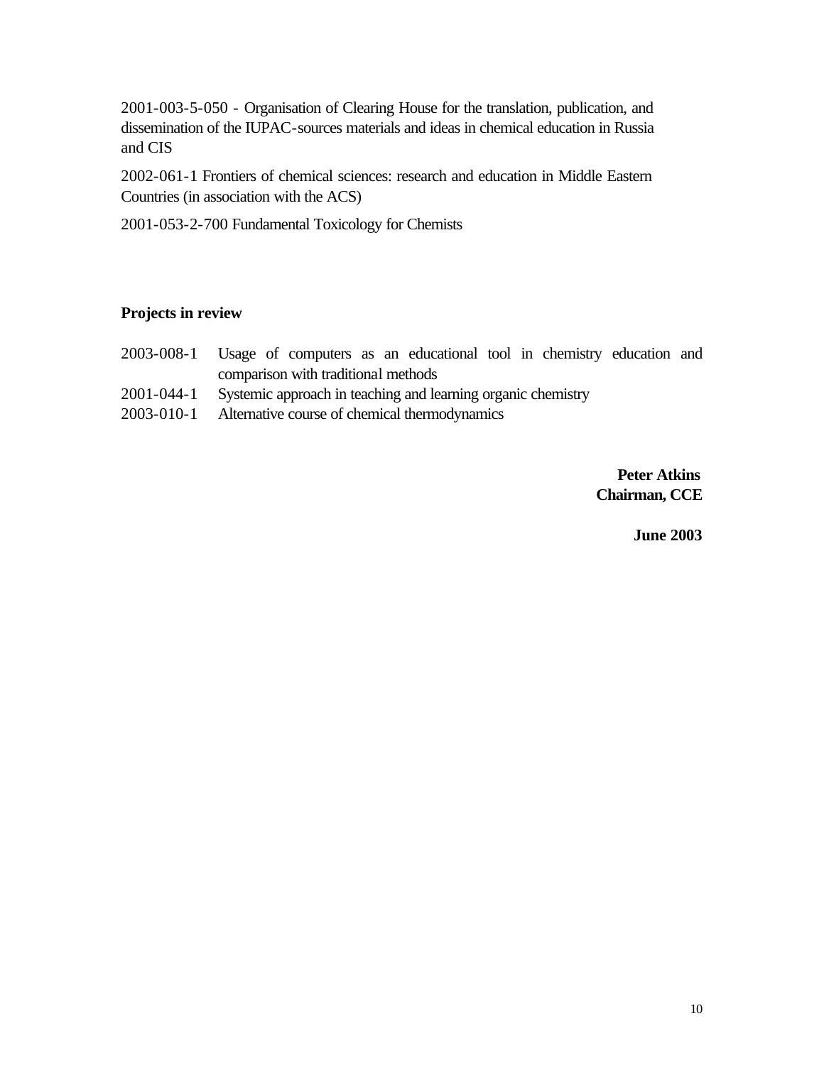2001-003-5-050 - Organisation of Clearing House for the translation, publication, and dissemination of the IUPAC-sources materials and ideas in chemical education in Russia and CIS

2002-061-1 Frontiers of chemical sciences: research and education in Middle Eastern Countries (in association with the ACS)

2001-053-2-700 Fundamental Toxicology for Chemists

**Projects in review**

| | |
|---|---|
| 2003-008-1 | Usage of computers as an educational tool in chemistry education and comparison with traditional methods |
| 2001-044-1 | Systemic approach in teaching and learning organic chemistry |
| 2003-010-1 | Alternative course of chemical thermodynamics |

**Peter Atkins**
**Chairman, CCE**

**June 2003**